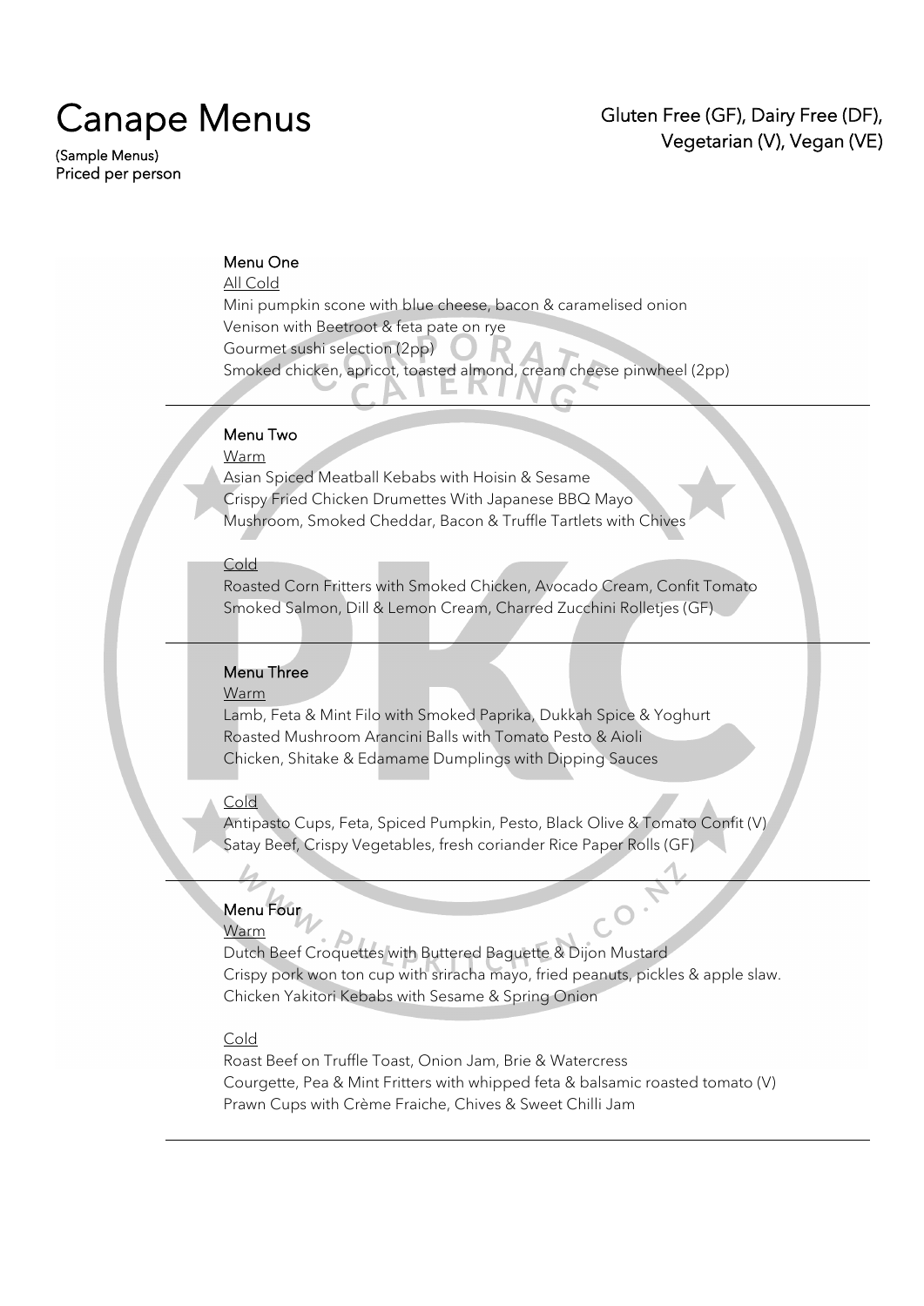# Canape Menus

(Sample Menus)
Priced per person

Gluten Free (GF), Dairy Free (DF), Vegetarian (V), Vegan (VE)

### Menu One

All Cold

Mini pumpkin scone with blue cheese, bacon & caramelised onion
Venison with Beetroot & feta pate on rye
Gourmet sushi selection (2pp)
Smoked chicken, apricot, toasted almond, cream cheese pinwheel (2pp)

---

### Menu Two

Warm

Asian Spiced Meatball Kebabs with Hoisin & Sesame
Crispy Fried Chicken Drumettes With Japanese BBQ Mayo
Mushroom, Smoked Cheddar, Bacon & Truffle Tartlets with Chives

Cold

Roasted Corn Fritters with Smoked Chicken, Avocado Cream, Confit Tomato
Smoked Salmon, Dill & Lemon Cream, Charred Zucchini Rolletjes (GF)

---

### Menu Three

Warm

Lamb, Feta & Mint Filo with Smoked Paprika, Dukkah Spice & Yoghurt
Roasted Mushroom Arancini Balls with Tomato Pesto & Aioli
Chicken, Shitake & Edamame Dumplings with Dipping Sauces

Cold

Antipasto Cups, Feta, Spiced Pumpkin, Pesto, Black Olive & Tomato Confit (V)
Satay Beef, Crispy Vegetables, fresh coriander Rice Paper Rolls (GF)

---

### Menu Four

Warm

Dutch Beef Croquettes with Buttered Baguette & Dijon Mustard
Crispy pork won ton cup with sriracha mayo, fried peanuts, pickles & apple slaw.
Chicken Yakitori Kebabs with Sesame & Spring Onion

Cold

Roast Beef on Truffle Toast, Onion Jam, Brie & Watercress
Courgette, Pea & Mint Fritters with whipped feta & balsamic roasted tomato (V)
Prawn Cups with Crème Fraiche, Chives & Sweet Chilli Jam

---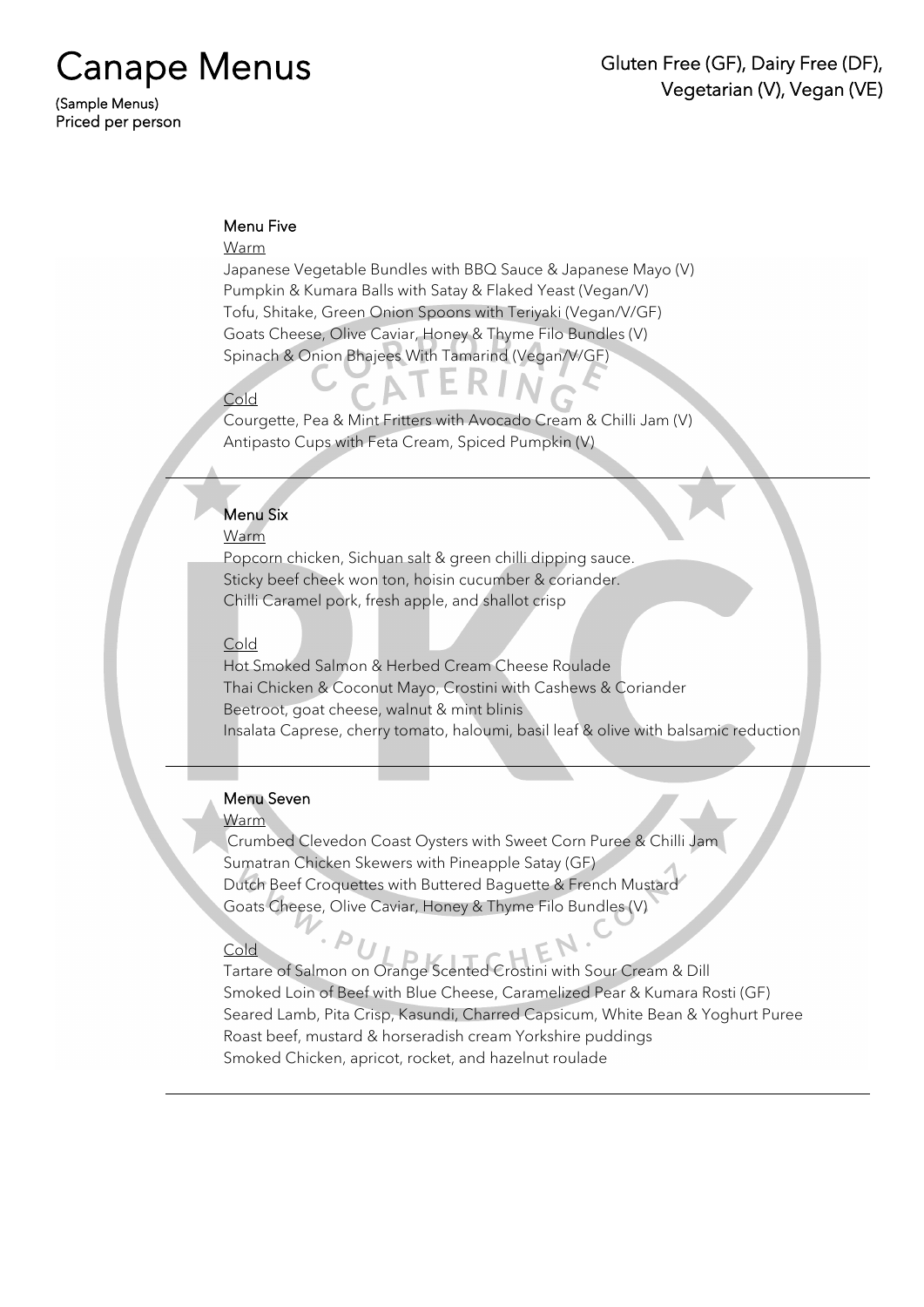# Canape Menus

(Sample Menus)
Priced per person

Gluten Free (GF), Dairy Free (DF), Vegetarian (V), Vegan (VE)

### Menu Five

Warm

Japanese Vegetable Bundles with BBQ Sauce & Japanese Mayo (V)
Pumpkin & Kumara Balls with Satay & Flaked Yeast (Vegan/V)
Tofu, Shitake, Green Onion Spoons with Teriyaki (Vegan/V/GF)
Goats Cheese, Olive Caviar, Honey & Thyme Filo Bundles (V)
Spinach & Onion Bhajees With Tamarind (Vegan/V/GF)

Cold

Courgette, Pea & Mint Fritters with Avocado Cream & Chilli Jam (V)
Antipasto Cups with Feta Cream, Spiced Pumpkin (V)

---

### Menu Six

Warm

Popcorn chicken, Sichuan salt & green chilli dipping sauce.
Sticky beef cheek won ton, hoisin cucumber & coriander.
Chilli Caramel pork, fresh apple, and shallot crisp

Cold

Hot Smoked Salmon & Herbed Cream Cheese Roulade
Thai Chicken & Coconut Mayo, Crostini with Cashews & Coriander
Beetroot, goat cheese, walnut & mint blinis
Insalata Caprese, cherry tomato, haloumi, basil leaf & olive with balsamic reduction

---

### Menu Seven

Warm

Crumbed Clevedon Coast Oysters with Sweet Corn Puree & Chilli Jam
Sumatran Chicken Skewers with Pineapple Satay (GF)
Dutch Beef Croquettes with Buttered Baguette & French Mustard
Goats Cheese, Olive Caviar, Honey & Thyme Filo Bundles (V)

Cold

Tartare of Salmon on Orange Scented Crostini with Sour Cream & Dill
Smoked Loin of Beef with Blue Cheese, Caramelized Pear & Kumara Rosti (GF)
Seared Lamb, Pita Crisp, Kasundi, Charred Capsicum, White Bean & Yoghurt Puree
Roast beef, mustard & horseradish cream Yorkshire puddings
Smoked Chicken, apricot, rocket, and hazelnut roulade

---